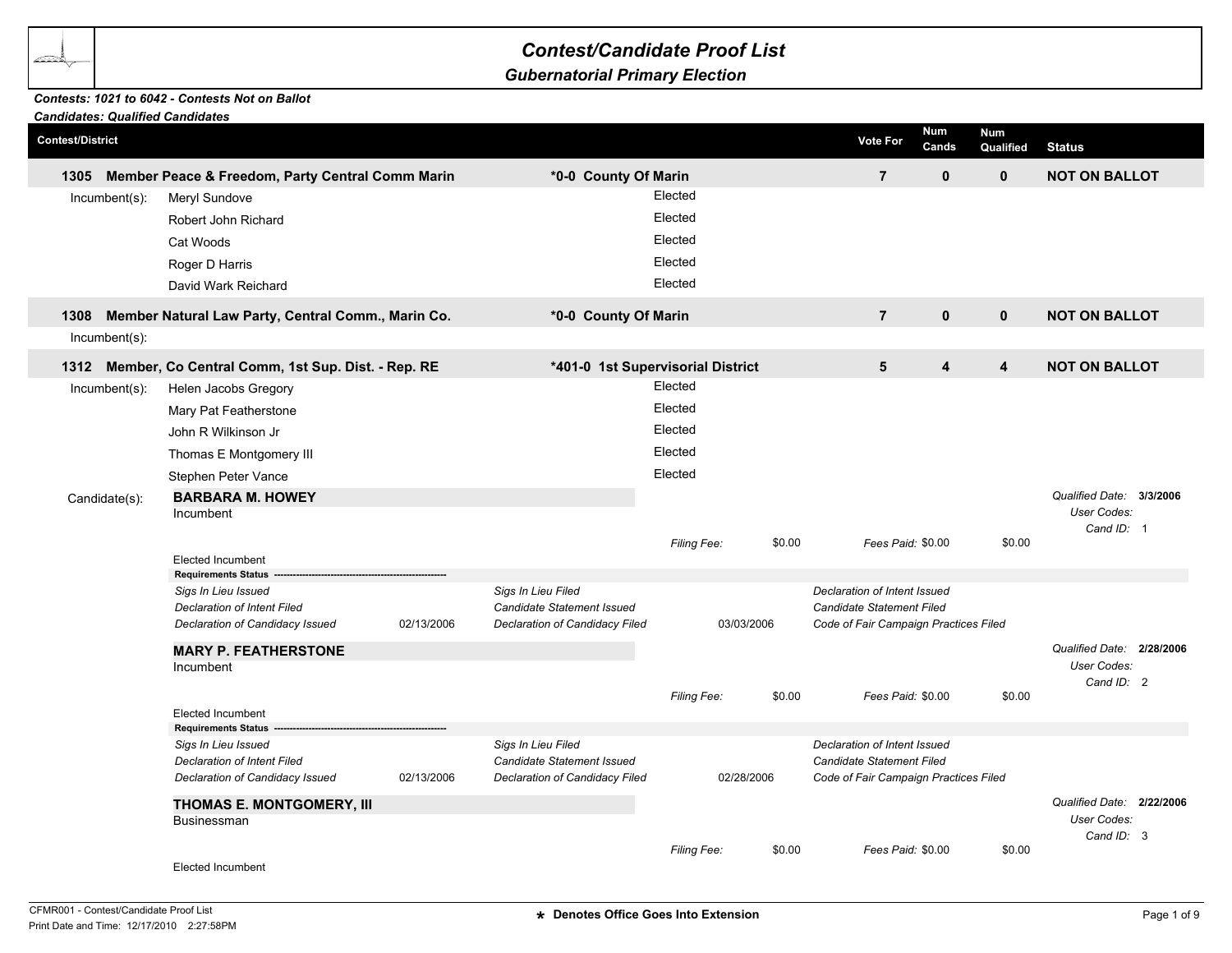# Contest/Candidate Proof List

## Gubernatorial Primary Election

***Contests: 1021 to 6042 - Contests Not on Ballot***
***Candidates: Qualified Candidates***

| Contest/District | | Vote For | Num Cands | Num Qualified | Status |
|---|---|---|---|---|---|
| **1305 Member Peace & Freedom, Party Central Comm Marin** | ***0-0 County Of Marin** | **7** | **0** | **0** | **NOT ON BALLOT** |

Incumbent(s):

| Name | |
|---|---|
| Meryl Sundove | Elected |
| Robert John Richard | Elected |
| Cat Woods | Elected |
| Roger D Harris | Elected |
| David Wark Reichard | Elected |

| Contest/District | | Vote For | Num Cands | Num Qualified | Status |
|---|---|---|---|---|---|
| **1308 Member Natural Law Party, Central Comm., Marin Co.** | ***0-0 County Of Marin** | **7** | **0** | **0** | **NOT ON BALLOT** |

Incumbent(s):

| Contest/District | | Vote For | Num Cands | Num Qualified | Status |
|---|---|---|---|---|---|
| **1312 Member, Co Central Comm, 1st Sup. Dist. - Rep. RE** | ***401-0 1st Supervisorial District** | **5** | **4** | **4** | **NOT ON BALLOT** |

Incumbent(s):

| Name | |
|---|---|
| Helen Jacobs Gregory | Elected |
| Mary Pat Featherstone | Elected |
| John R Wilkinson Jr | Elected |
| Thomas E Montgomery III | Elected |
| Stephen Peter Vance | Elected |

Candidate(s):

**BARBARA M. HOWEY**
Incumbent

*Qualified Date:* **3/3/2006**
*User Codes:*
*Cand ID:* 1

*Filing Fee:* $0.00 *Fees Paid:* $0.00 $0.00

Elected Incumbent

**Requirements Status**

| | | | | |
|---|---|---|---|---|
| *Sigs In Lieu Issued* | | *Sigs In Lieu Filed* | | *Declaration of Intent Issued* |
| *Declaration of Intent Filed* | | *Candidate Statement Issued* | | *Candidate Statement Filed* |
| *Declaration of Candidacy Issued* | 02/13/2006 | *Declaration of Candidacy Filed* | 03/03/2006 | *Code of Fair Campaign Practices Filed* |

**MARY P. FEATHERSTONE**
Incumbent

*Qualified Date:* **2/28/2006**
*User Codes:*
*Cand ID:* 2

*Filing Fee:* $0.00 *Fees Paid:* $0.00 $0.00

Elected Incumbent

**Requirements Status**

| | | | | |
|---|---|---|---|---|
| *Sigs In Lieu Issued* | | *Sigs In Lieu Filed* | | *Declaration of Intent Issued* |
| *Declaration of Intent Filed* | | *Candidate Statement Issued* | | *Candidate Statement Filed* |
| *Declaration of Candidacy Issued* | 02/13/2006 | *Declaration of Candidacy Filed* | 02/28/2006 | *Code of Fair Campaign Practices Filed* |

**THOMAS E. MONTGOMERY, III**
Businessman

*Qualified Date:* **2/22/2006**
*User Codes:*
*Cand ID:* 3

*Filing Fee:* $0.00 *Fees Paid:* $0.00 $0.00

Elected Incumbent

CFMR001 - Contest/Candidate Proof List
Print Date and Time: 12/17/2010 2:27:58PM

**\* Denotes Office Goes Into Extension**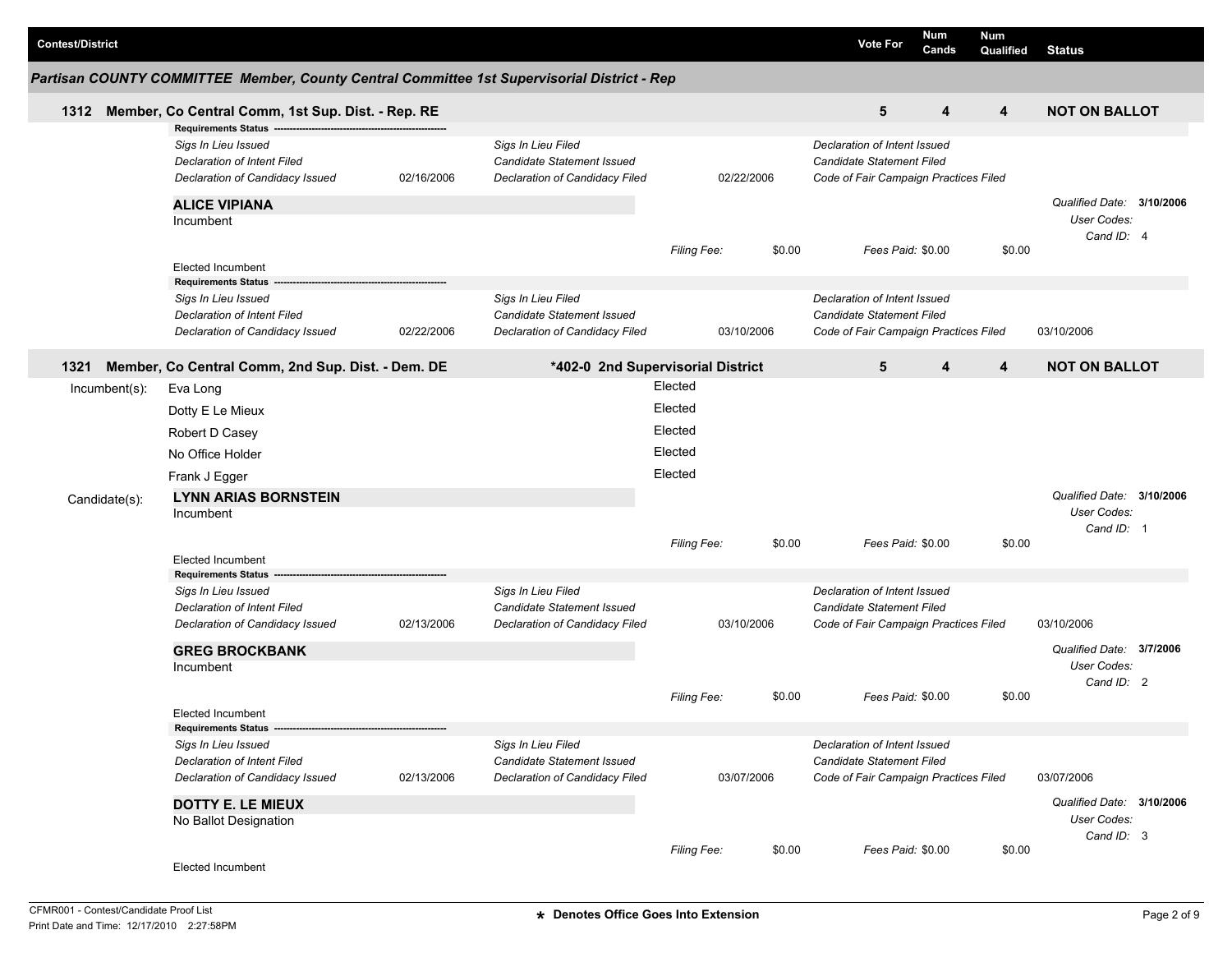| Contest/District | Vote For | Num Cands | Num Qualified | Status |
|---|---|---|---|---|

## Partisan COUNTY COMMITTEE Member, County Central Committee 1st Supervisorial District - Rep

### 1312 Member, Co Central Comm, 1st Sup. Dist. - Rep. RE

| Vote For | Num Cands | Num Qualified | Status |
|---|---|---|---|
| 5 | 4 | 4 | NOT ON BALLOT |

**Requirements Status**

| | | | | | |
|---|---|---|---|---|---|
| *Sigs In Lieu Issued* | | *Sigs In Lieu Filed* | | *Declaration of Intent Issued* | |
| *Declaration of Intent Filed* | | *Candidate Statement Issued* | | *Candidate Statement Filed* | |
| *Declaration of Candidacy Issued* | 02/16/2006 | *Declaration of Candidacy Filed* | 02/22/2006 | *Code of Fair Campaign Practices Filed* | |

**ALICE VIPIANA**
Incumbent

*Qualified Date:* **3/10/2006**
*User Codes:*
*Cand ID:* 4

*Filing Fee:* $0.00 *Fees Paid:* $0.00 $0.00

Elected Incumbent

**Requirements Status**

| | | | | | |
|---|---|---|---|---|---|
| *Sigs In Lieu Issued* | | *Sigs In Lieu Filed* | | *Declaration of Intent Issued* | |
| *Declaration of Intent Filed* | | *Candidate Statement Issued* | | *Candidate Statement Filed* | |
| *Declaration of Candidacy Issued* | 02/22/2006 | *Declaration of Candidacy Filed* | 03/10/2006 | *Code of Fair Campaign Practices Filed* | 03/10/2006 |

### 1321 Member, Co Central Comm, 2nd Sup. Dist. - Dem. DE — *402-0 2nd Supervisorial District

| Vote For | Num Cands | Num Qualified | Status |
|---|---|---|---|
| 5 | 4 | 4 | NOT ON BALLOT |

**Incumbent(s):**

| Name | Status |
|---|---|
| Eva Long | Elected |
| Dotty E Le Mieux | Elected |
| Robert D Casey | Elected |
| No Office Holder | Elected |
| Frank J Egger | Elected |

**Candidate(s):**

**LYNN ARIAS BORNSTEIN**
Incumbent

*Qualified Date:* **3/10/2006**
*User Codes:*
*Cand ID:* 1

*Filing Fee:* $0.00 *Fees Paid:* $0.00 $0.00

Elected Incumbent

**Requirements Status**

| | | | | | |
|---|---|---|---|---|---|
| *Sigs In Lieu Issued* | | *Sigs In Lieu Filed* | | *Declaration of Intent Issued* | |
| *Declaration of Intent Filed* | | *Candidate Statement Issued* | | *Candidate Statement Filed* | |
| *Declaration of Candidacy Issued* | 02/13/2006 | *Declaration of Candidacy Filed* | 03/10/2006 | *Code of Fair Campaign Practices Filed* | 03/10/2006 |

**GREG BROCKBANK**
Incumbent

*Qualified Date:* **3/7/2006**
*User Codes:*
*Cand ID:* 2

*Filing Fee:* $0.00 *Fees Paid:* $0.00 $0.00

Elected Incumbent

**Requirements Status**

| | | | | | |
|---|---|---|---|---|---|
| *Sigs In Lieu Issued* | | *Sigs In Lieu Filed* | | *Declaration of Intent Issued* | |
| *Declaration of Intent Filed* | | *Candidate Statement Issued* | | *Candidate Statement Filed* | |
| *Declaration of Candidacy Issued* | 02/13/2006 | *Declaration of Candidacy Filed* | 03/07/2006 | *Code of Fair Campaign Practices Filed* | 03/07/2006 |

**DOTTY E. LE MIEUX**
No Ballot Designation

*Qualified Date:* **3/10/2006**
*User Codes:*
*Cand ID:* 3

*Filing Fee:* $0.00 *Fees Paid:* $0.00 $0.00

Elected Incumbent

CFMR001 - Contest/Candidate Proof List
Print Date and Time: 12/17/2010 2:27:58PM

* Denotes Office Goes Into Extension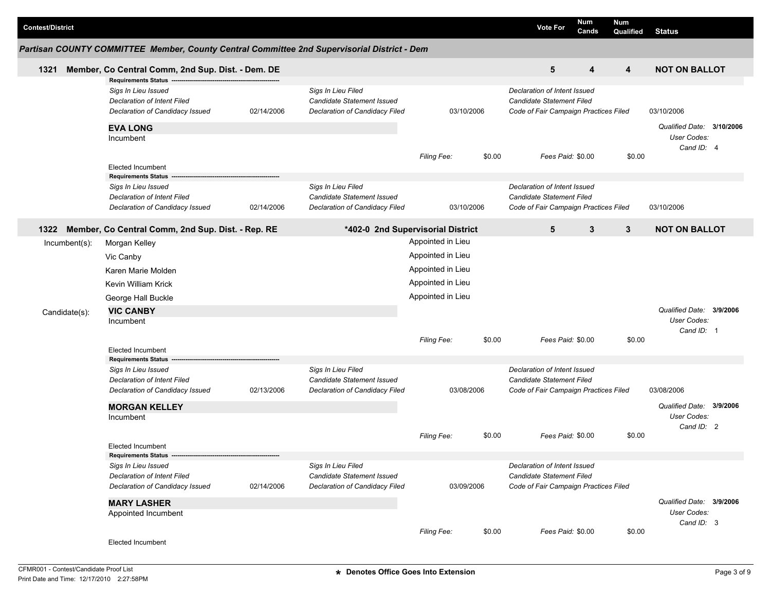| Contest/District | | Vote For | Num Cands | Num Qualified | Status |
|---|---|---|---|---|---|

## Partisan COUNTY COMMITTEE Member, County Central Committee 2nd Supervisorial District - Dem

| | | Vote For | Num Cands | Num Qualified | Status |
|---|---|---|---|---|---|
| **1321** | **Member, Co Central Comm, 2nd Sup. Dist. - Dem. DE** | **5** | **4** | **4** | **NOT ON BALLOT** |

**Requirements Status**

| | | | | | |
|---|---|---|---|---|---|
| *Sigs In Lieu Issued* | | *Sigs In Lieu Filed* | | *Declaration of Intent Issued* | |
| *Declaration of Intent Filed* | | *Candidate Statement Issued* | | *Candidate Statement Filed* | |
| *Declaration of Candidacy Issued* | 02/14/2006 | *Declaration of Candidacy Filed* | 03/10/2006 | *Code of Fair Campaign Practices Filed* | 03/10/2006 |

**EVA LONG**
Incumbent

*Qualified Date:* **3/10/2006**
*User Codes:*
*Cand ID:* 4

*Filing Fee:* $0.00 *Fees Paid:* $0.00 $0.00

Elected Incumbent

**Requirements Status**

| | | | | | |
|---|---|---|---|---|---|
| *Sigs In Lieu Issued* | | *Sigs In Lieu Filed* | | *Declaration of Intent Issued* | |
| *Declaration of Intent Filed* | | *Candidate Statement Issued* | | *Candidate Statement Filed* | |
| *Declaration of Candidacy Issued* | 02/14/2006 | *Declaration of Candidacy Filed* | 03/10/2006 | *Code of Fair Campaign Practices Filed* | 03/10/2006 |

| | | | Vote For | Num Cands | Num Qualified | Status |
|---|---|---|---|---|---|---|
| **1322** | **Member, Co Central Comm, 2nd Sup. Dist. - Rep. RE** | **\*402-0 2nd Supervisorial District** | **5** | **3** | **3** | **NOT ON BALLOT** |

**Incumbent(s):**

| | |
|---|---|
| Morgan Kelley | Appointed in Lieu |
| Vic Canby | Appointed in Lieu |
| Karen Marie Molden | Appointed in Lieu |
| Kevin William Krick | Appointed in Lieu |
| George Hall Buckle | Appointed in Lieu |

**Candidate(s):**

**VIC CANBY**
Incumbent

*Qualified Date:* **3/9/2006**
*User Codes:*
*Cand ID:* 1

*Filing Fee:* $0.00 *Fees Paid:* $0.00 $0.00

Elected Incumbent

**Requirements Status**

| | | | | | |
|---|---|---|---|---|---|
| *Sigs In Lieu Issued* | | *Sigs In Lieu Filed* | | *Declaration of Intent Issued* | |
| *Declaration of Intent Filed* | | *Candidate Statement Issued* | | *Candidate Statement Filed* | |
| *Declaration of Candidacy Issued* | 02/13/2006 | *Declaration of Candidacy Filed* | 03/08/2006 | *Code of Fair Campaign Practices Filed* | 03/08/2006 |

**MORGAN KELLEY**
Incumbent

*Qualified Date:* **3/9/2006**
*User Codes:*
*Cand ID:* 2

*Filing Fee:* $0.00 *Fees Paid:* $0.00 $0.00

Elected Incumbent

**Requirements Status**

| | | | | | |
|---|---|---|---|---|---|
| *Sigs In Lieu Issued* | | *Sigs In Lieu Filed* | | *Declaration of Intent Issued* | |
| *Declaration of Intent Filed* | | *Candidate Statement Issued* | | *Candidate Statement Filed* | |
| *Declaration of Candidacy Issued* | 02/14/2006 | *Declaration of Candidacy Filed* | 03/09/2006 | *Code of Fair Campaign Practices Filed* | |

**MARY LASHER**
Appointed Incumbent

*Qualified Date:* **3/9/2006**
*User Codes:*
*Cand ID:* 3

*Filing Fee:* $0.00 *Fees Paid:* $0.00 $0.00

Elected Incumbent

CFMR001 - Contest/Candidate Proof List
Print Date and Time: 12/17/2010 2:27:58PM

**\* Denotes Office Goes Into Extension**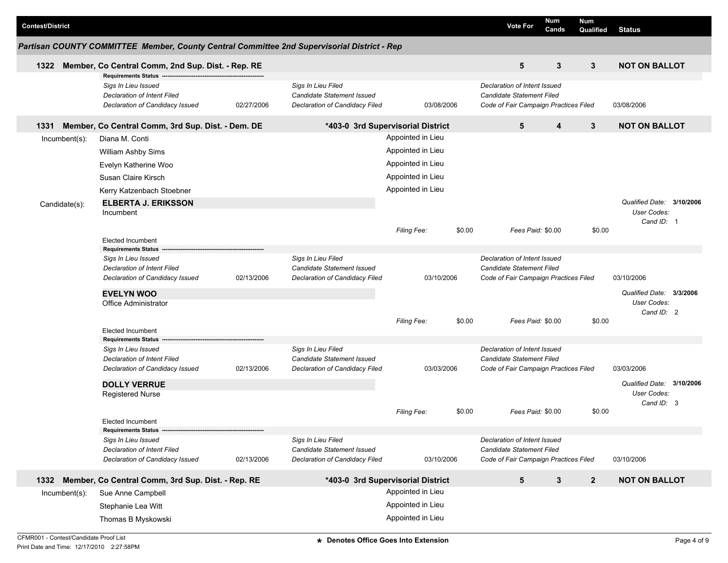| Contest/District | | Vote For | Num Cands | Num Qualified | Status |
|---|---|---|---|---|---|

## Partisan COUNTY COMMITTEE Member, County Central Committee 2nd Supervisorial District - Rep

### 1322 Member, Co Central Comm, 2nd Sup. Dist. - Rep. RE

| Vote For | Num Cands | Num Qualified | Status |
|---|---|---|---|
| 5 | 3 | 3 | NOT ON BALLOT |

**Requirements Status**

| | | | | | |
|---|---|---|---|---|---|
| *Sigs In Lieu Issued* | | *Sigs In Lieu Filed* | | *Declaration of Intent Issued* | |
| *Declaration of Intent Filed* | | *Candidate Statement Issued* | | *Candidate Statement Filed* | |
| *Declaration of Candidacy Issued* | 02/27/2006 | *Declaration of Candidacy Filed* | 03/08/2006 | *Code of Fair Campaign Practices Filed* | 03/08/2006 |

### 1331 Member, Co Central Comm, 3rd Sup. Dist. - Dem. DE — *403-0 3rd Supervisorial District

| Vote For | Num Cands | Num Qualified | Status |
|---|---|---|---|
| 5 | 4 | 3 | NOT ON BALLOT |

Incumbent(s):

| Name | |
|---|---|
| Diana M. Conti | Appointed in Lieu |
| William Ashby Sims | Appointed in Lieu |
| Evelyn Katherine Woo | Appointed in Lieu |
| Susan Claire Kirsch | Appointed in Lieu |
| Kerry Katzenbach Stoebner | Appointed in Lieu |

Candidate(s):

**ELBERTA J. ERIKSSON**
Incumbent

*Qualified Date:* **3/10/2006**
*User Codes:*
*Cand ID:* 1

*Filing Fee:* $0.00 *Fees Paid:* $0.00 $0.00

Elected Incumbent

**Requirements Status**

| | | | | | |
|---|---|---|---|---|---|
| *Sigs In Lieu Issued* | | *Sigs In Lieu Filed* | | *Declaration of Intent Issued* | |
| *Declaration of Intent Filed* | | *Candidate Statement Issued* | | *Candidate Statement Filed* | |
| *Declaration of Candidacy Issued* | 02/13/2006 | *Declaration of Candidacy Filed* | 03/10/2006 | *Code of Fair Campaign Practices Filed* | 03/10/2006 |

**EVELYN WOO**
Office Administrator

*Qualified Date:* **3/3/2006**
*User Codes:*
*Cand ID:* 2

*Filing Fee:* $0.00 *Fees Paid:* $0.00 $0.00

Elected Incumbent

**Requirements Status**

| | | | | | |
|---|---|---|---|---|---|
| *Sigs In Lieu Issued* | | *Sigs In Lieu Filed* | | *Declaration of Intent Issued* | |
| *Declaration of Intent Filed* | | *Candidate Statement Issued* | | *Candidate Statement Filed* | |
| *Declaration of Candidacy Issued* | 02/13/2006 | *Declaration of Candidacy Filed* | 03/03/2006 | *Code of Fair Campaign Practices Filed* | 03/03/2006 |

**DOLLY VERRUE**
Registered Nurse

*Qualified Date:* **3/10/2006**
*User Codes:*
*Cand ID:* 3

*Filing Fee:* $0.00 *Fees Paid:* $0.00 $0.00

Elected Incumbent

**Requirements Status**

| | | | | | |
|---|---|---|---|---|---|
| *Sigs In Lieu Issued* | | *Sigs In Lieu Filed* | | *Declaration of Intent Issued* | |
| *Declaration of Intent Filed* | | *Candidate Statement Issued* | | *Candidate Statement Filed* | |
| *Declaration of Candidacy Issued* | 02/13/2006 | *Declaration of Candidacy Filed* | 03/10/2006 | *Code of Fair Campaign Practices Filed* | 03/10/2006 |

### 1332 Member, Co Central Comm, 3rd Sup. Dist. - Rep. RE — *403-0 3rd Supervisorial District

| Vote For | Num Cands | Num Qualified | Status |
|---|---|---|---|
| 5 | 3 | 2 | NOT ON BALLOT |

Incumbent(s):

| Name | |
|---|---|
| Sue Anne Campbell | Appointed in Lieu |
| Stephanie Lea Witt | Appointed in Lieu |
| Thomas B Myskowski | Appointed in Lieu |

CFMR001 - Contest/Candidate Proof List
Print Date and Time: 12/17/2010 2:27:58PM

* Denotes Office Goes Into Extension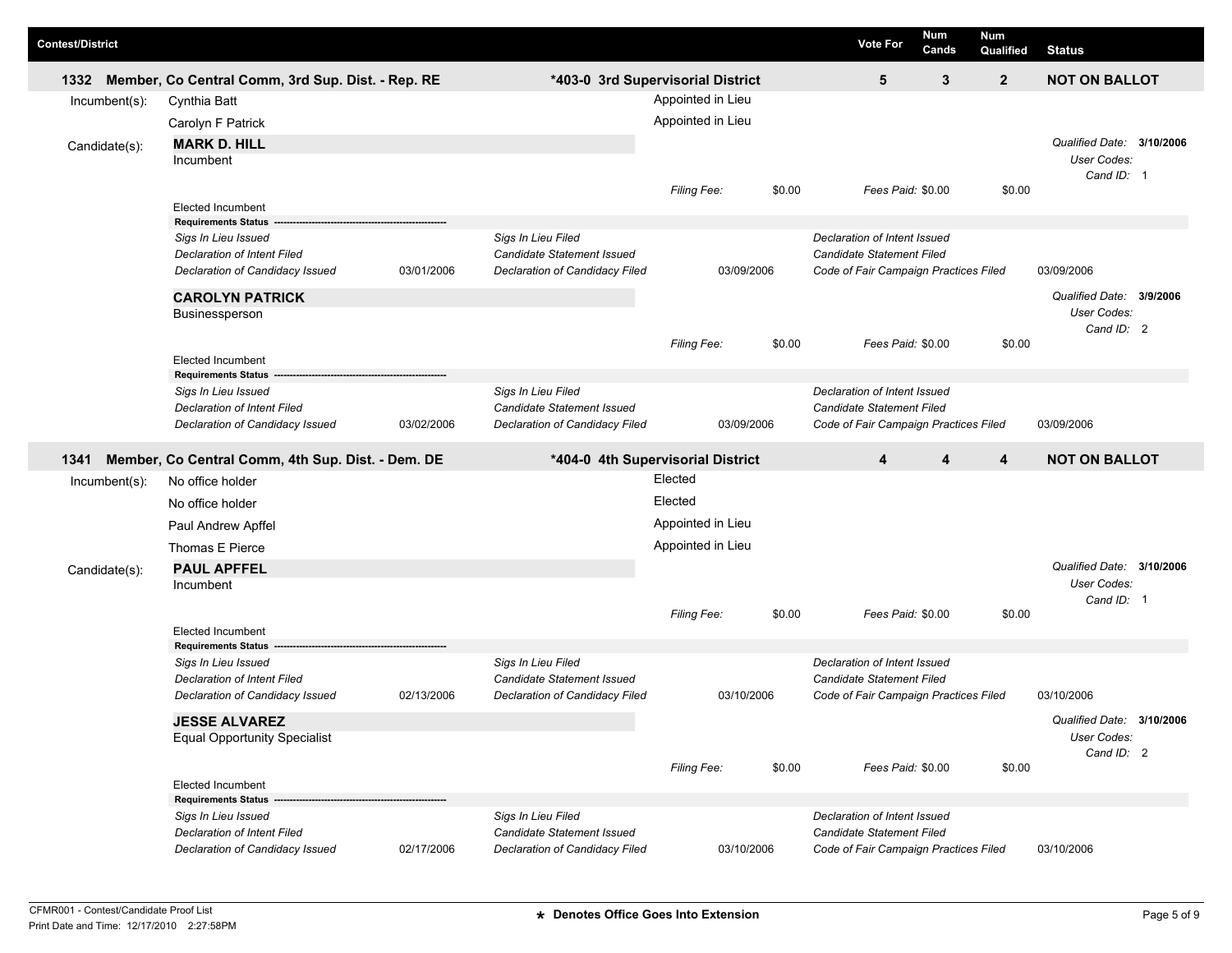| Contest/District | | Vote For | Num Cands | Num Qualified | Status |
|---|---|---|---|---|---|
| **1332 Member, Co Central Comm, 3rd Sup. Dist. - Rep. RE** | **\*403-0 3rd Supervisorial District** | **5** | **3** | **2** | **NOT ON BALLOT** |

Incumbent(s):
- Cynthia Batt — Appointed in Lieu
- Carolyn F Patrick — Appointed in Lieu

Candidate(s):

**MARK D. HILL**
Incumbent

*Qualified Date:* **3/10/2006**
*User Codes:*
*Cand ID:* 1

*Filing Fee:* $0.00 *Fees Paid:* $0.00 $0.00

Elected Incumbent

**Requirements Status**

| | | | | | |
|---|---|---|---|---|---|
| *Sigs In Lieu Issued* | | *Sigs In Lieu Filed* | | *Declaration of Intent Issued* | |
| *Declaration of Intent Filed* | | *Candidate Statement Issued* | | *Candidate Statement Filed* | |
| *Declaration of Candidacy Issued* | 03/01/2006 | *Declaration of Candidacy Filed* | 03/09/2006 | *Code of Fair Campaign Practices Filed* | 03/09/2006 |

**CAROLYN PATRICK**
Businessperson

*Qualified Date:* **3/9/2006**
*User Codes:*
*Cand ID:* 2

*Filing Fee:* $0.00 *Fees Paid:* $0.00 $0.00

Elected Incumbent

**Requirements Status**

| | | | | | |
|---|---|---|---|---|---|
| *Sigs In Lieu Issued* | | *Sigs In Lieu Filed* | | *Declaration of Intent Issued* | |
| *Declaration of Intent Filed* | | *Candidate Statement Issued* | | *Candidate Statement Filed* | |
| *Declaration of Candidacy Issued* | 03/02/2006 | *Declaration of Candidacy Filed* | 03/09/2006 | *Code of Fair Campaign Practices Filed* | 03/09/2006 |

| Contest/District | | Vote For | Num Cands | Num Qualified | Status |
|---|---|---|---|---|---|
| **1341 Member, Co Central Comm, 4th Sup. Dist. - Dem. DE** | **\*404-0 4th Supervisorial District** | **4** | **4** | **4** | **NOT ON BALLOT** |

Incumbent(s):
- No office holder — Elected
- No office holder — Elected
- Paul Andrew Apffel — Appointed in Lieu
- Thomas E Pierce — Appointed in Lieu

Candidate(s):

**PAUL APFFEL**
Incumbent

*Qualified Date:* **3/10/2006**
*User Codes:*
*Cand ID:* 1

*Filing Fee:* $0.00 *Fees Paid:* $0.00 $0.00

Elected Incumbent

**Requirements Status**

| | | | | | |
|---|---|---|---|---|---|
| *Sigs In Lieu Issued* | | *Sigs In Lieu Filed* | | *Declaration of Intent Issued* | |
| *Declaration of Intent Filed* | | *Candidate Statement Issued* | | *Candidate Statement Filed* | |
| *Declaration of Candidacy Issued* | 02/13/2006 | *Declaration of Candidacy Filed* | 03/10/2006 | *Code of Fair Campaign Practices Filed* | 03/10/2006 |

**JESSE ALVAREZ**
Equal Opportunity Specialist

*Qualified Date:* **3/10/2006**
*User Codes:*
*Cand ID:* 2

*Filing Fee:* $0.00 *Fees Paid:* $0.00 $0.00

Elected Incumbent

**Requirements Status**

| | | | | | |
|---|---|---|---|---|---|
| *Sigs In Lieu Issued* | | *Sigs In Lieu Filed* | | *Declaration of Intent Issued* | |
| *Declaration of Intent Filed* | | *Candidate Statement Issued* | | *Candidate Statement Filed* | |
| *Declaration of Candidacy Issued* | 02/17/2006 | *Declaration of Candidacy Filed* | 03/10/2006 | *Code of Fair Campaign Practices Filed* | 03/10/2006 |

CFMR001 - Contest/Candidate Proof List
Print Date and Time: 12/17/2010 2:27:58PM

**\* Denotes Office Goes Into Extension**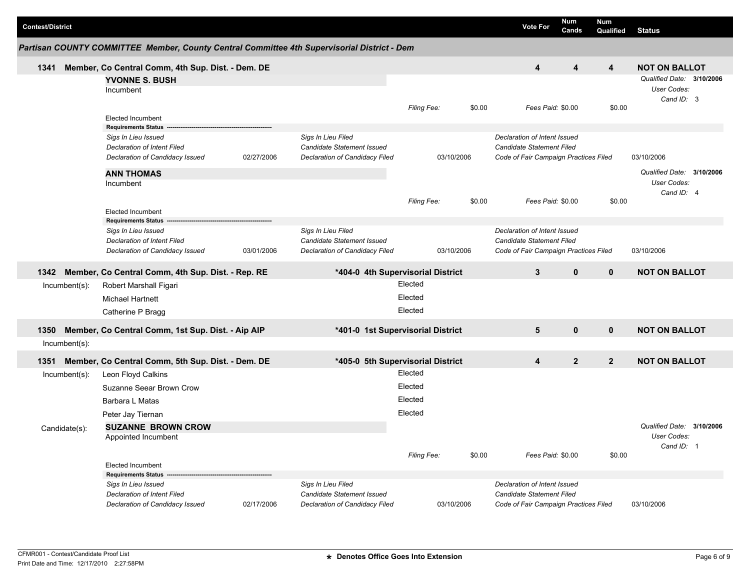| Contest/District | Vote For | Num Cands | Num Qualified | Status |
|---|---|---|---|---|

## Partisan COUNTY COMMITTEE Member, County Central Committee 4th Supervisorial District - Dem

### 1341 Member, Co Central Comm, 4th Sup. Dist. - Dem. DE

| Vote For | Num Cands | Num Qualified | Status |
|---|---|---|---|
| 4 | 4 | 4 | NOT ON BALLOT |

**YVONNE S. BUSH**
Incumbent

*Qualified Date:* **3/10/2006**
*User Codes:*
*Cand ID:* 3

*Filing Fee:* $0.00 *Fees Paid:* $0.00 $0.00

Elected Incumbent

**Requirements Status**

| | | | | | |
|---|---|---|---|---|---|
| *Sigs In Lieu Issued* | | *Sigs In Lieu Filed* | | *Declaration of Intent Issued* | |
| *Declaration of Intent Filed* | | *Candidate Statement Issued* | | *Candidate Statement Filed* | |
| *Declaration of Candidacy Issued* | 02/27/2006 | *Declaration of Candidacy Filed* | 03/10/2006 | *Code of Fair Campaign Practices Filed* | 03/10/2006 |

**ANN THOMAS**
Incumbent

*Qualified Date:* **3/10/2006**
*User Codes:*
*Cand ID:* 4

*Filing Fee:* $0.00 *Fees Paid:* $0.00 $0.00

Elected Incumbent

**Requirements Status**

| | | | | | |
|---|---|---|---|---|---|
| *Sigs In Lieu Issued* | | *Sigs In Lieu Filed* | | *Declaration of Intent Issued* | |
| *Declaration of Intent Filed* | | *Candidate Statement Issued* | | *Candidate Statement Filed* | |
| *Declaration of Candidacy Issued* | 03/01/2006 | *Declaration of Candidacy Filed* | 03/10/2006 | *Code of Fair Campaign Practices Filed* | 03/10/2006 |

### 1342 Member, Co Central Comm, 4th Sup. Dist. - Rep. RE — *404-0 4th Supervisorial District

| Vote For | Num Cands | Num Qualified | Status |
|---|---|---|---|
| 3 | 0 | 0 | NOT ON BALLOT |

Incumbent(s):

| Name | |
|---|---|
| Robert Marshall Figari | Elected |
| Michael Hartnett | Elected |
| Catherine P Bragg | Elected |

### 1350 Member, Co Central Comm, 1st Sup. Dist. - Aip AIP — *401-0 1st Supervisorial District

| Vote For | Num Cands | Num Qualified | Status |
|---|---|---|---|
| 5 | 0 | 0 | NOT ON BALLOT |

Incumbent(s):

### 1351 Member, Co Central Comm, 5th Sup. Dist. - Dem. DE — *405-0 5th Supervisorial District

| Vote For | Num Cands | Num Qualified | Status |
|---|---|---|---|
| 4 | 2 | 2 | NOT ON BALLOT |

Incumbent(s):

| Name | |
|---|---|
| Leon Floyd Calkins | Elected |
| Suzanne Seear Brown Crow | Elected |
| Barbara L Matas | Elected |
| Peter Jay Tiernan | Elected |

Candidate(s):

**SUZANNE BROWN CROW**
Appointed Incumbent

*Qualified Date:* **3/10/2006**
*User Codes:*
*Cand ID:* 1

*Filing Fee:* $0.00 *Fees Paid:* $0.00 $0.00

Elected Incumbent

**Requirements Status**

| | | | | | |
|---|---|---|---|---|---|
| *Sigs In Lieu Issued* | | *Sigs In Lieu Filed* | | *Declaration of Intent Issued* | |
| *Declaration of Intent Filed* | | *Candidate Statement Issued* | | *Candidate Statement Filed* | |
| *Declaration of Candidacy Issued* | 02/17/2006 | *Declaration of Candidacy Filed* | 03/10/2006 | *Code of Fair Campaign Practices Filed* | 03/10/2006 |

CFMR001 - Contest/Candidate Proof List
Print Date and Time: 12/17/2010 2:27:58PM

* Denotes Office Goes Into Extension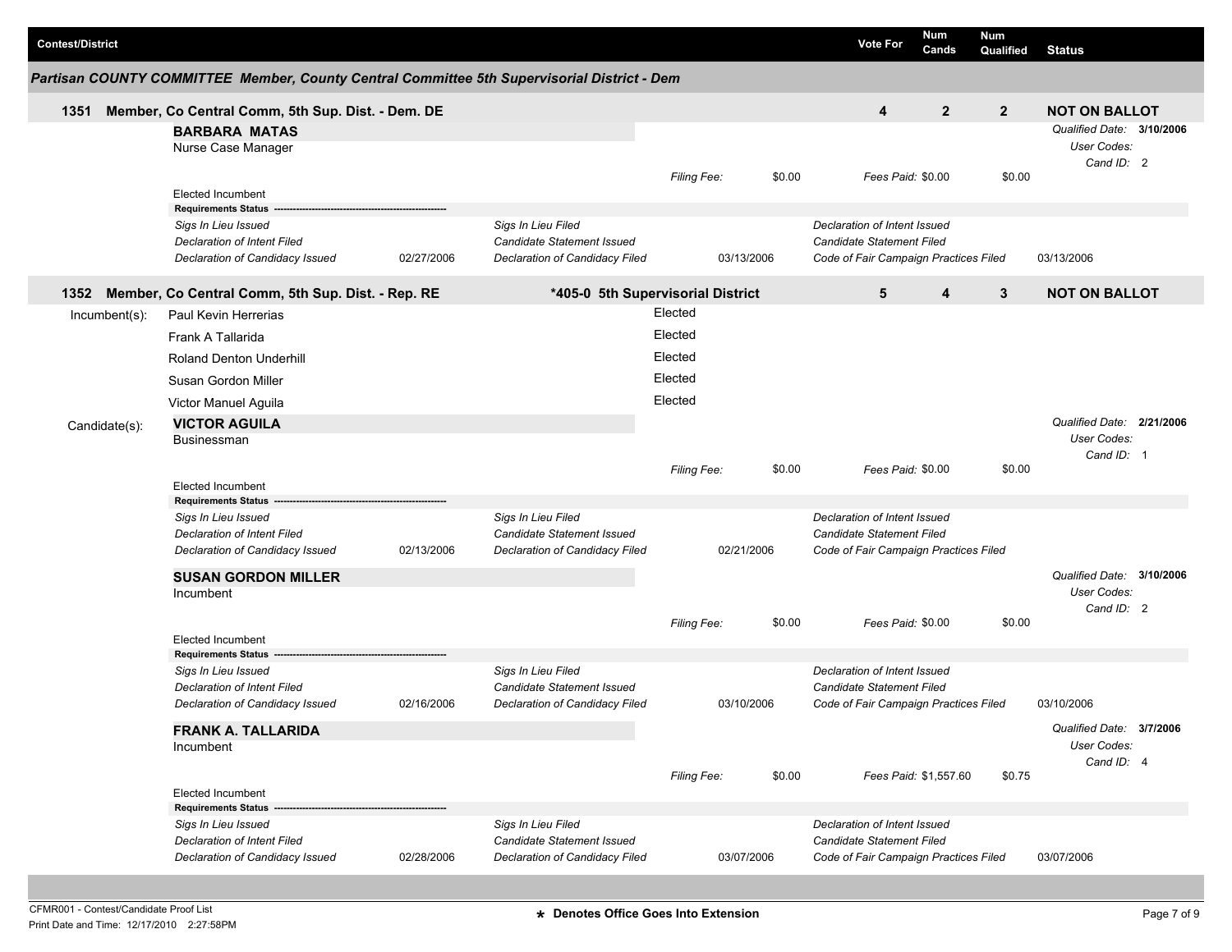| Contest/District | Vote For | Num Cands | Num Qualified | Status |
|---|---|---|---|---|

## Partisan COUNTY COMMITTEE Member, County Central Committee 5th Supervisorial District - Dem

### 1351 Member, Co Central Comm, 5th Sup. Dist. - Dem. DE

| Vote For | Num Cands | Num Qualified | Status |
|---|---|---|---|
| 4 | 2 | 2 | NOT ON BALLOT |

**BARBARA MATAS**
Nurse Case Manager

*Qualified Date:* **3/10/2006**
*User Codes:*
*Cand ID:* 2

*Filing Fee:* $0.00 | *Fees Paid:* $0.00 | $0.00

Elected Incumbent

**Requirements Status**

| | | | | | |
|---|---|---|---|---|---|
| *Sigs In Lieu Issued* | | *Sigs In Lieu Filed* | | *Declaration of Intent Issued* | |
| *Declaration of Intent Filed* | | *Candidate Statement Issued* | | *Candidate Statement Filed* | |
| *Declaration of Candidacy Issued* | 02/27/2006 | *Declaration of Candidacy Filed* | 03/13/2006 | *Code of Fair Campaign Practices Filed* | 03/13/2006 |

### 1352 Member, Co Central Comm, 5th Sup. Dist. - Rep. RE — *405-0 5th Supervisorial District

| Vote For | Num Cands | Num Qualified | Status |
|---|---|---|---|
| 5 | 4 | 3 | NOT ON BALLOT |

Incumbent(s):

| Name | |
|---|---|
| Paul Kevin Herrerias | Elected |
| Frank A Tallarida | Elected |
| Roland Denton Underhill | Elected |
| Susan Gordon Miller | Elected |
| Victor Manuel Aguila | Elected |

Candidate(s):

**VICTOR AGUILA**
Businessman

*Qualified Date:* **2/21/2006**
*User Codes:*
*Cand ID:* 1

*Filing Fee:* $0.00 | *Fees Paid:* $0.00 | $0.00

Elected Incumbent

**Requirements Status**

| | | | | | |
|---|---|---|---|---|---|
| *Sigs In Lieu Issued* | | *Sigs In Lieu Filed* | | *Declaration of Intent Issued* | |
| *Declaration of Intent Filed* | | *Candidate Statement Issued* | | *Candidate Statement Filed* | |
| *Declaration of Candidacy Issued* | 02/13/2006 | *Declaration of Candidacy Filed* | 02/21/2006 | *Code of Fair Campaign Practices Filed* | |

**SUSAN GORDON MILLER**
Incumbent

*Qualified Date:* **3/10/2006**
*User Codes:*
*Cand ID:* 2

*Filing Fee:* $0.00 | *Fees Paid:* $0.00 | $0.00

Elected Incumbent

**Requirements Status**

| | | | | | |
|---|---|---|---|---|---|
| *Sigs In Lieu Issued* | | *Sigs In Lieu Filed* | | *Declaration of Intent Issued* | |
| *Declaration of Intent Filed* | | *Candidate Statement Issued* | | *Candidate Statement Filed* | |
| *Declaration of Candidacy Issued* | 02/16/2006 | *Declaration of Candidacy Filed* | 03/10/2006 | *Code of Fair Campaign Practices Filed* | 03/10/2006 |

**FRANK A. TALLARIDA**
Incumbent

*Qualified Date:* **3/7/2006**
*User Codes:*
*Cand ID:* 4

*Filing Fee:* $0.00 | *Fees Paid:* $1,557.60 | $0.75

Elected Incumbent

**Requirements Status**

| | | | | | |
|---|---|---|---|---|---|
| *Sigs In Lieu Issued* | | *Sigs In Lieu Filed* | | *Declaration of Intent Issued* | |
| *Declaration of Intent Filed* | | *Candidate Statement Issued* | | *Candidate Statement Filed* | |
| *Declaration of Candidacy Issued* | 02/28/2006 | *Declaration of Candidacy Filed* | 03/07/2006 | *Code of Fair Campaign Practices Filed* | 03/07/2006 |

**\* Denotes Office Goes Into Extension**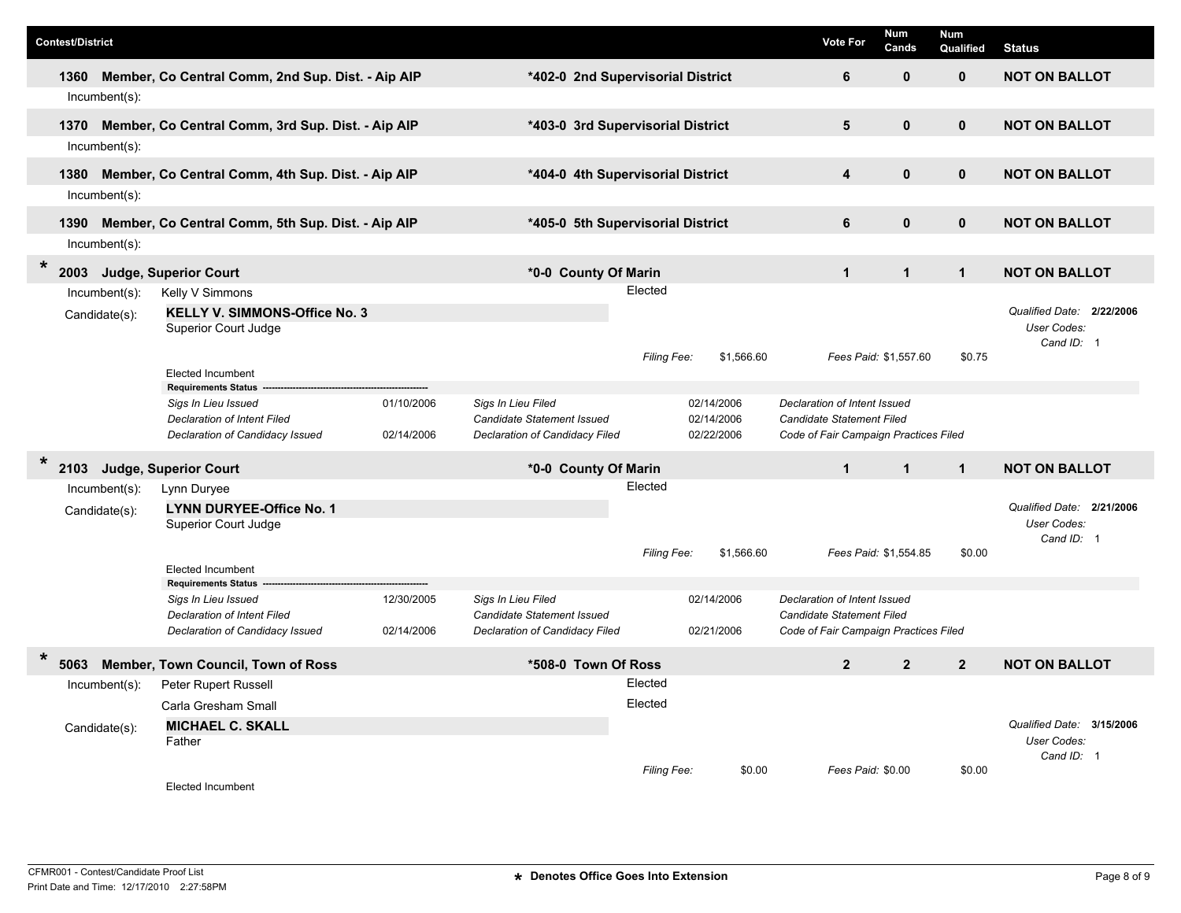| Contest/District | | Vote For | Num Cands | Num Qualified | Status |
|---|---|---|---|---|---|
| 1360 Member, Co Central Comm, 2nd Sup. Dist. - Aip AIP | *402-0 2nd Supervisorial District | 6 | 0 | 0 | NOT ON BALLOT |
| 1370 Member, Co Central Comm, 3rd Sup. Dist. - Aip AIP | *403-0 3rd Supervisorial District | 5 | 0 | 0 | NOT ON BALLOT |
| 1380 Member, Co Central Comm, 4th Sup. Dist. - Aip AIP | *404-0 4th Supervisorial District | 4 | 0 | 0 | NOT ON BALLOT |
| 1390 Member, Co Central Comm, 5th Sup. Dist. - Aip AIP | *405-0 5th Supervisorial District | 6 | 0 | 0 | NOT ON BALLOT |

**1360 Member, Co Central Comm, 2nd Sup. Dist. - Aip AIP**

Incumbent(s):

**1370 Member, Co Central Comm, 3rd Sup. Dist. - Aip AIP**

Incumbent(s):

**1380 Member, Co Central Comm, 4th Sup. Dist. - Aip AIP**

Incumbent(s):

**1390 Member, Co Central Comm, 5th Sup. Dist. - Aip AIP**

Incumbent(s):

---

**\* 2003 Judge, Superior Court** — *0-0 County Of Marin — Vote For: 1 — Num Cands: 1 — Num Qualified: 1 — NOT ON BALLOT

Incumbent(s): Kelly V Simmons — Elected

Candidate(s): **KELLY V. SIMMONS-Office No. 3**
Superior Court Judge
Elected Incumbent

*Qualified Date:* **2/22/2006**
*User Codes:*
*Cand ID:* 1

*Filing Fee:* $1,566.60 — *Fees Paid:* $1,557.60 — $0.75

**Requirements Status**

| | | | | |
|---|---|---|---|---|
| *Sigs In Lieu Issued* | 01/10/2006 | *Sigs In Lieu Filed* | 02/14/2006 | *Declaration of Intent Issued* |
| *Declaration of Intent Filed* | | *Candidate Statement Issued* | 02/14/2006 | *Candidate Statement Filed* |
| *Declaration of Candidacy Issued* | 02/14/2006 | *Declaration of Candidacy Filed* | 02/22/2006 | *Code of Fair Campaign Practices Filed* |

---

**\* 2103 Judge, Superior Court** — *0-0 County Of Marin — Vote For: 1 — Num Cands: 1 — Num Qualified: 1 — NOT ON BALLOT

Incumbent(s): Lynn Duryee — Elected

Candidate(s): **LYNN DURYEE-Office No. 1**
Superior Court Judge
Elected Incumbent

*Qualified Date:* **2/21/2006**
*User Codes:*
*Cand ID:* 1

*Filing Fee:* $1,566.60 — *Fees Paid:* $1,554.85 — $0.00

**Requirements Status**

| | | | | |
|---|---|---|---|---|
| *Sigs In Lieu Issued* | 12/30/2005 | *Sigs In Lieu Filed* | 02/14/2006 | *Declaration of Intent Issued* |
| *Declaration of Intent Filed* | | *Candidate Statement Issued* | | *Candidate Statement Filed* |
| *Declaration of Candidacy Issued* | 02/14/2006 | *Declaration of Candidacy Filed* | 02/21/2006 | *Code of Fair Campaign Practices Filed* |

---

**\* 5063 Member, Town Council, Town of Ross** — *508-0 Town Of Ross — Vote For: 2 — Num Cands: 2 — Num Qualified: 2 — NOT ON BALLOT

Incumbent(s): Peter Rupert Russell — Elected
Carla Gresham Small — Elected

Candidate(s): **MICHAEL C. SKALL**
Father
Elected Incumbent

*Qualified Date:* **3/15/2006**
*User Codes:*
*Cand ID:* 1

*Filing Fee:* $0.00 — *Fees Paid:* $0.00 — $0.00

CFMR001 - Contest/Candidate Proof List
Print Date and Time: 12/17/2010 2:27:58PM

\* Denotes Office Goes Into Extension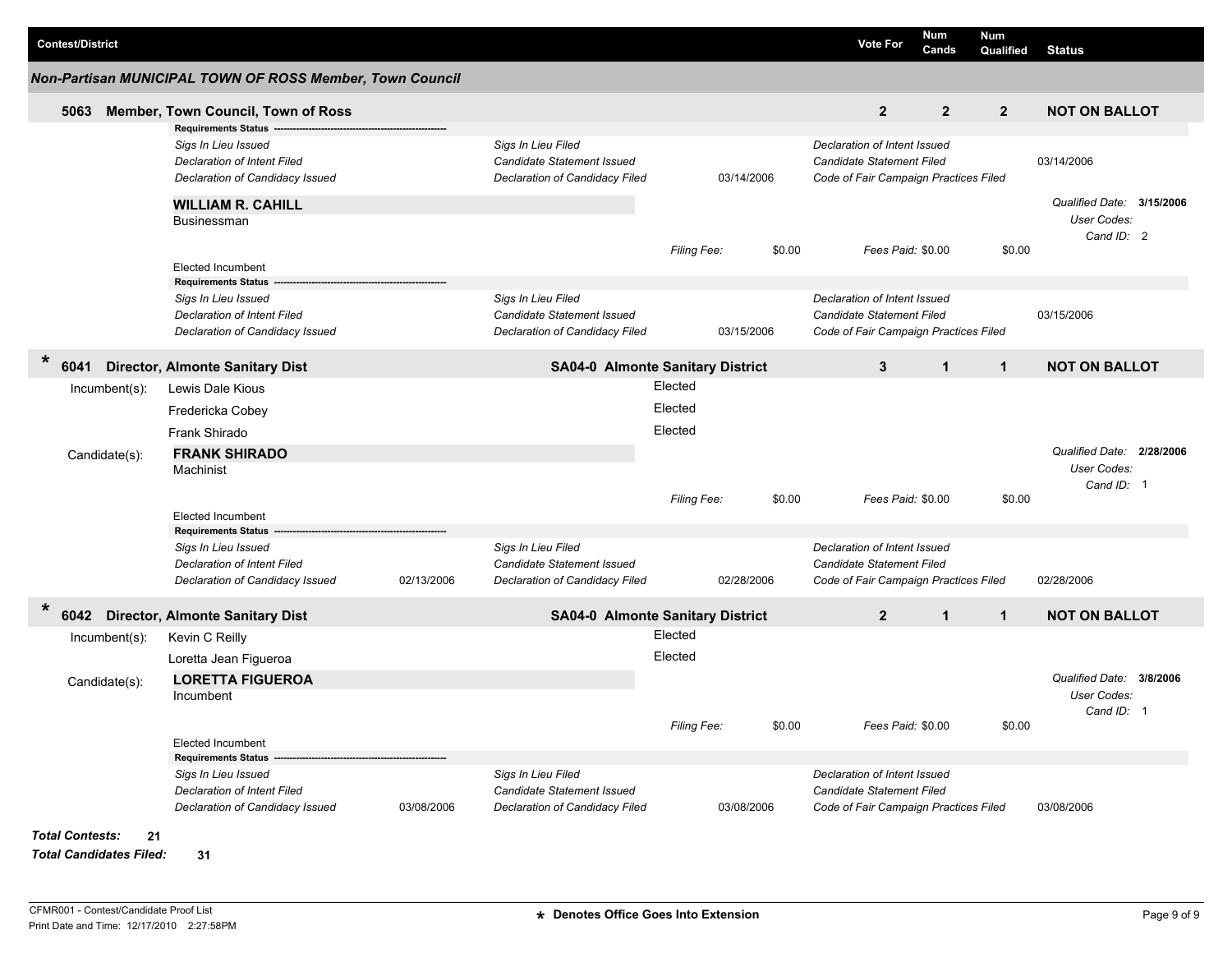| Contest/District | | Vote For | Num Cands | Num Qualified | Status |
|---|---|---|---|---|---|

### Non-Partisan MUNICIPAL TOWN OF ROSS Member, Town Council

**5063 Member, Town Council, Town of Ross** — Vote For: 2 | Num Cands: 2 | Num Qualified: 2 | **NOT ON BALLOT**

Requirements Status

| | | | | | |
|---|---|---|---|---|---|
| *Sigs In Lieu Issued* | | *Sigs In Lieu Filed* | | *Declaration of Intent Issued* | |
| *Declaration of Intent Filed* | | *Candidate Statement Issued* | | *Candidate Statement Filed* | 03/14/2006 |
| *Declaration of Candidacy Issued* | | *Declaration of Candidacy Filed* | 03/14/2006 | *Code of Fair Campaign Practices Filed* | |

**WILLIAM R. CAHILL**
Businessman

*Qualified Date:* **3/15/2006**
*User Codes:*
*Cand ID:* 2

*Filing Fee:* $0.00 *Fees Paid:* $0.00 $0.00

Elected Incumbent

Requirements Status

| | | | | | |
|---|---|---|---|---|---|
| *Sigs In Lieu Issued* | | *Sigs In Lieu Filed* | | *Declaration of Intent Issued* | |
| *Declaration of Intent Filed* | | *Candidate Statement Issued* | | *Candidate Statement Filed* | 03/15/2006 |
| *Declaration of Candidacy Issued* | | *Declaration of Candidacy Filed* | 03/15/2006 | *Code of Fair Campaign Practices Filed* | |

**\* 6041 Director, Almonte Sanitary Dist** — **SA04-0 Almonte Sanitary District** — Vote For: 3 | Num Cands: 1 | Num Qualified: 1 | **NOT ON BALLOT**

Incumbent(s):
- Lewis Dale Kious — Elected
- Fredericka Cobey — Elected
- Frank Shirado — Elected

Candidate(s):

**FRANK SHIRADO**
Machinist

*Qualified Date:* **2/28/2006**
*User Codes:*
*Cand ID:* 1

*Filing Fee:* $0.00 *Fees Paid:* $0.00 $0.00

Elected Incumbent

Requirements Status

| | | | | | |
|---|---|---|---|---|---|
| *Sigs In Lieu Issued* | | *Sigs In Lieu Filed* | | *Declaration of Intent Issued* | |
| *Declaration of Intent Filed* | | *Candidate Statement Issued* | | *Candidate Statement Filed* | |
| *Declaration of Candidacy Issued* | 02/13/2006 | *Declaration of Candidacy Filed* | 02/28/2006 | *Code of Fair Campaign Practices Filed* | 02/28/2006 |

**\* 6042 Director, Almonte Sanitary Dist** — **SA04-0 Almonte Sanitary District** — Vote For: 2 | Num Cands: 1 | Num Qualified: 1 | **NOT ON BALLOT**

Incumbent(s):
- Kevin C Reilly — Elected
- Loretta Jean Figueroa — Elected

Candidate(s):

**LORETTA FIGUEROA**
Incumbent

*Qualified Date:* **3/8/2006**
*User Codes:*
*Cand ID:* 1

*Filing Fee:* $0.00 *Fees Paid:* $0.00 $0.00

Elected Incumbent

Requirements Status

| | | | | | |
|---|---|---|---|---|---|
| *Sigs In Lieu Issued* | | *Sigs In Lieu Filed* | | *Declaration of Intent Issued* | |
| *Declaration of Intent Filed* | | *Candidate Statement Issued* | | *Candidate Statement Filed* | |
| *Declaration of Candidacy Issued* | 03/08/2006 | *Declaration of Candidacy Filed* | 03/08/2006 | *Code of Fair Campaign Practices Filed* | 03/08/2006 |

***Total Contests:*** **21**
***Total Candidates Filed:*** **31**

CFMR001 - Contest/Candidate Proof List
Print Date and Time: 12/17/2010 2:27:58PM

\* Denotes Office Goes Into Extension